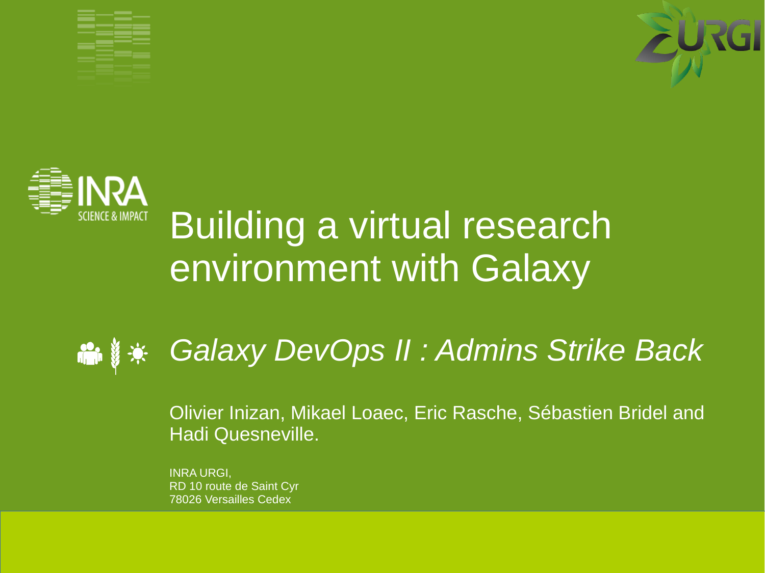# Building a virtual research environment with Galaxy

*Galaxy DevOps II : Admins Strike Back*

Olivier Inizan, Mikael Loaec, Eric Rasche, Sébastien Bridel and Hadi Quesneville.

INRA URGI,
RD 10 route de Saint Cyr
78026 Versailles Cedex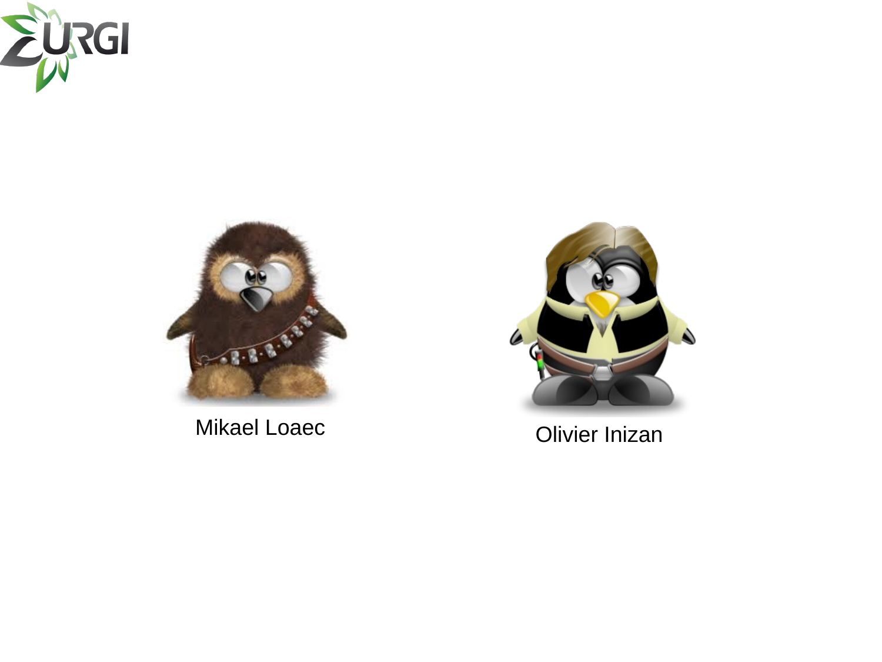Mikael Loaec

Olivier Inizan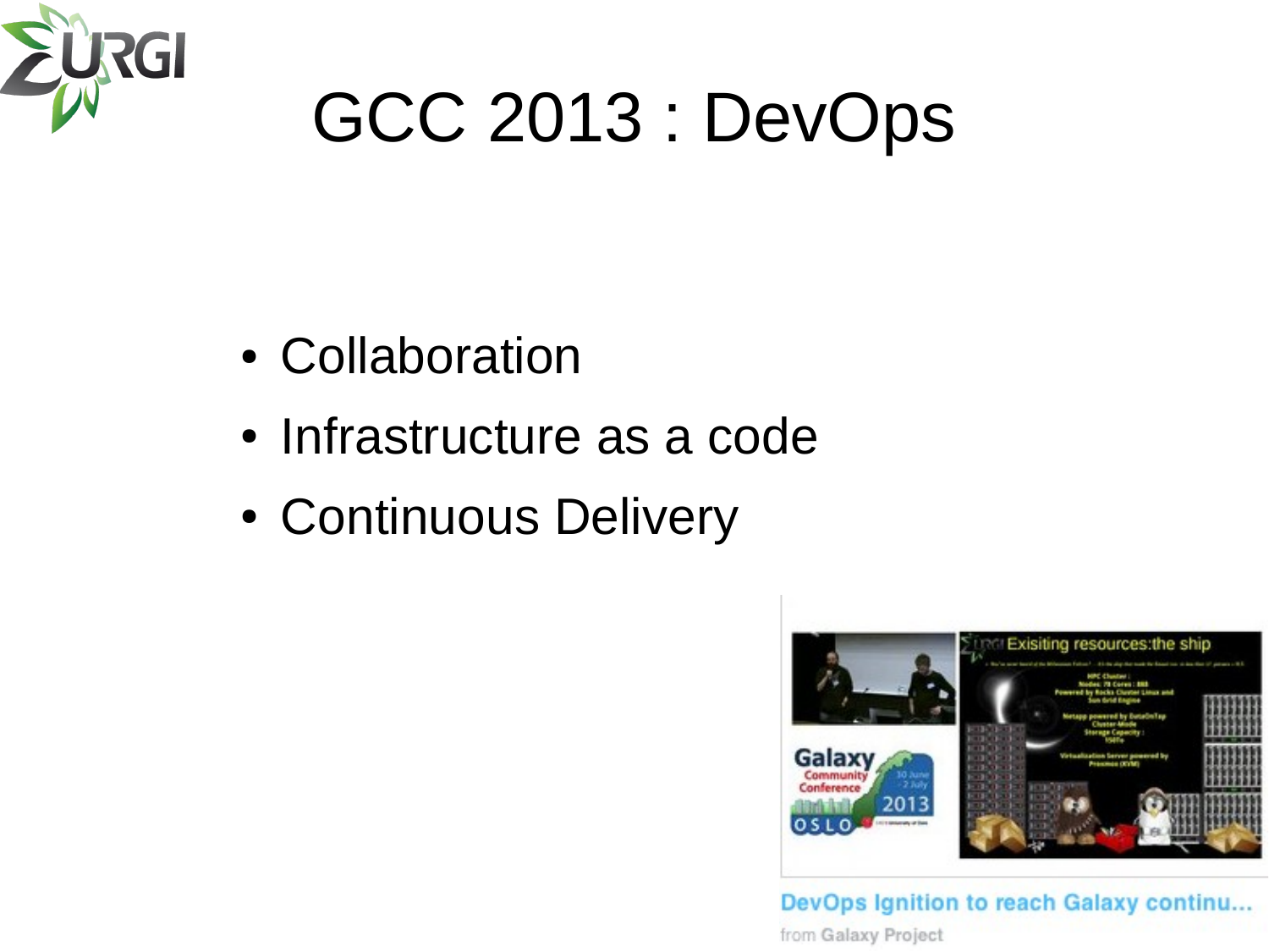# GCC 2013 : DevOps

- Collaboration
- Infrastructure as a code
- Continuous Delivery

DevOps Ignition to reach Galaxy continu...

from Galaxy Project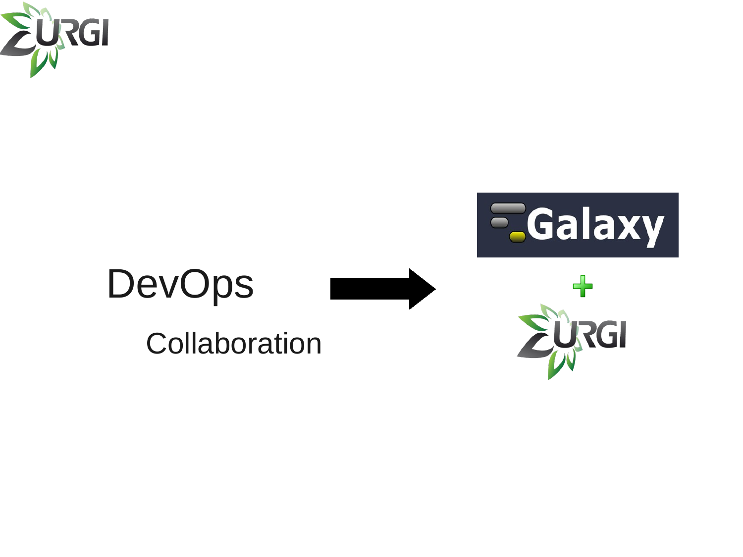DevOps

Collaboration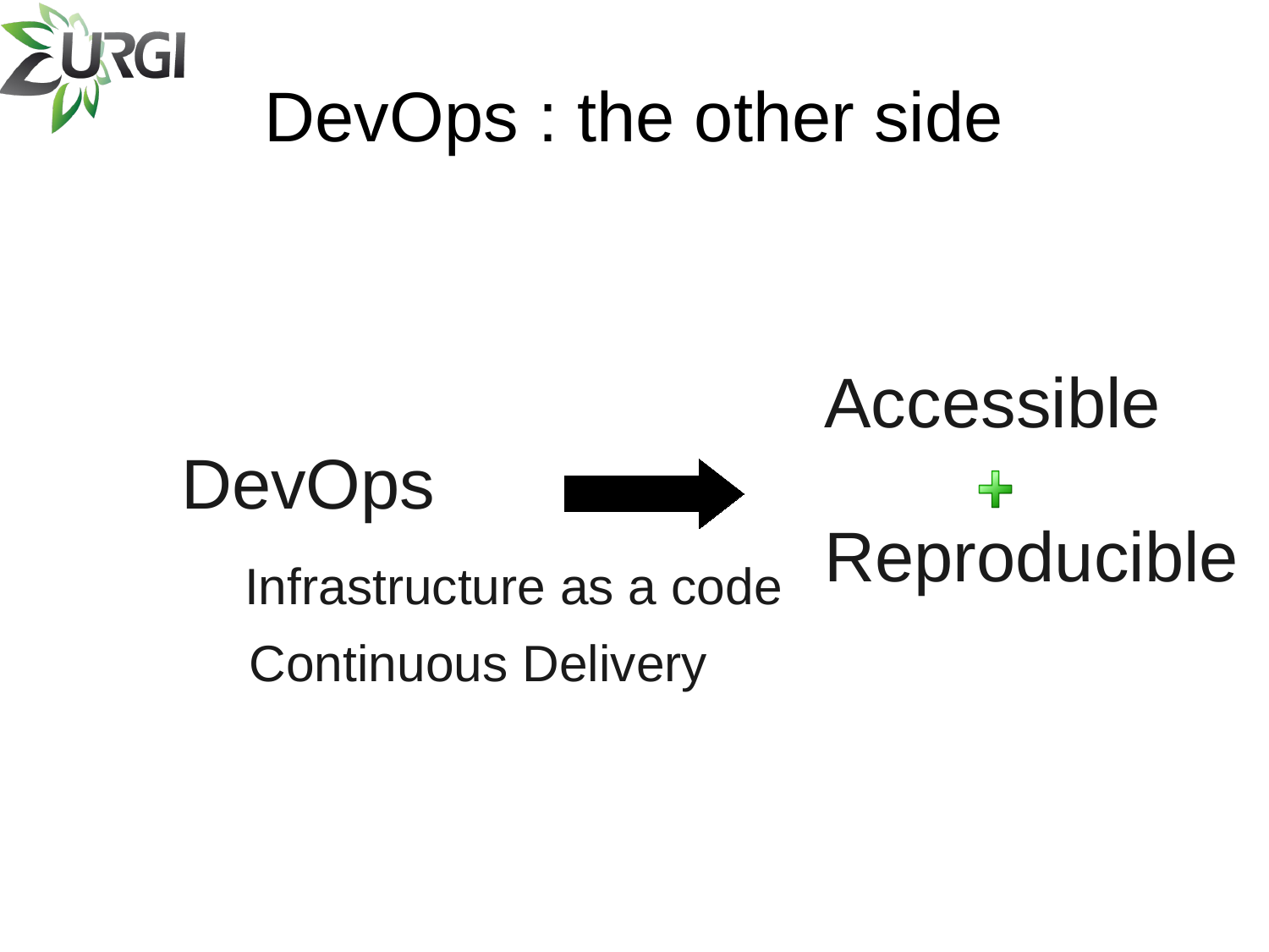# DevOps : the other side

DevOps → Accessible + Reproducible

- Infrastructure as a code
- Continuous Delivery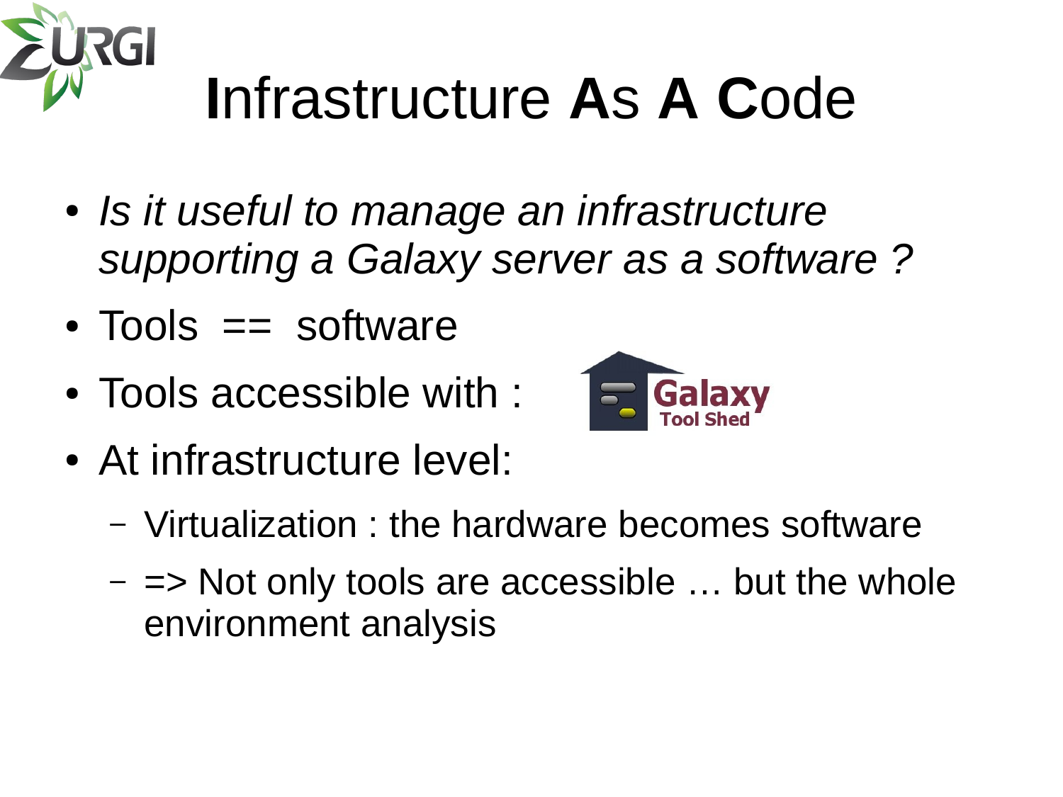# **I**nfrastructure **A**s **A** **C**ode

- *Is it useful to manage an infrastructure supporting a Galaxy server as a software ?*
- Tools == software
- Tools accessible with :
- At infrastructure level:
  - Virtualization : the hardware becomes software
  - => Not only tools are accessible … but the whole environment analysis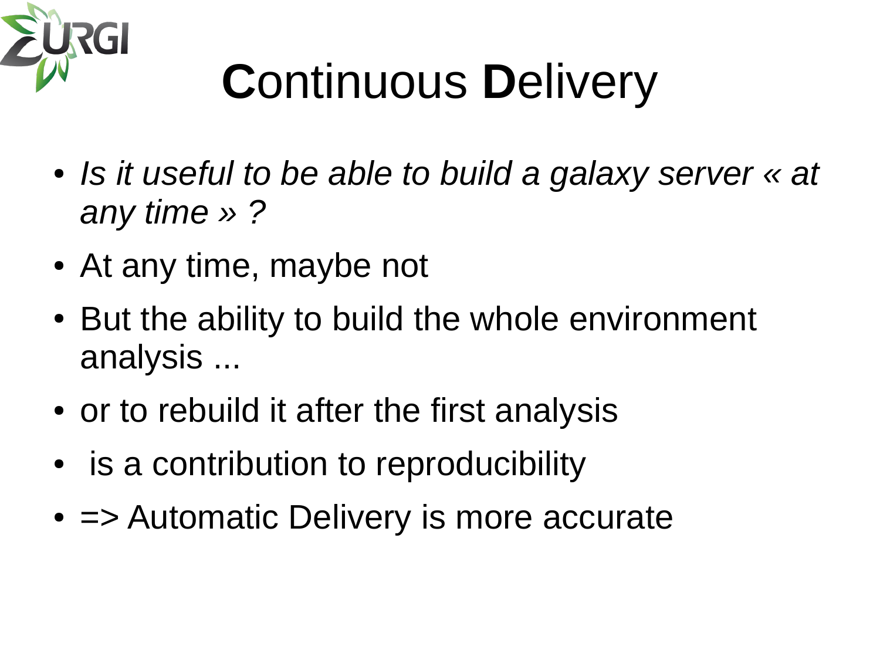# **C**ontinuous **D**elivery

- *Is it useful to be able to build a galaxy server « at any time » ?*
- At any time, maybe not
- But the ability to build the whole environment analysis ...
- or to rebuild it after the first analysis
- is a contribution to reproducibility
- => Automatic Delivery is more accurate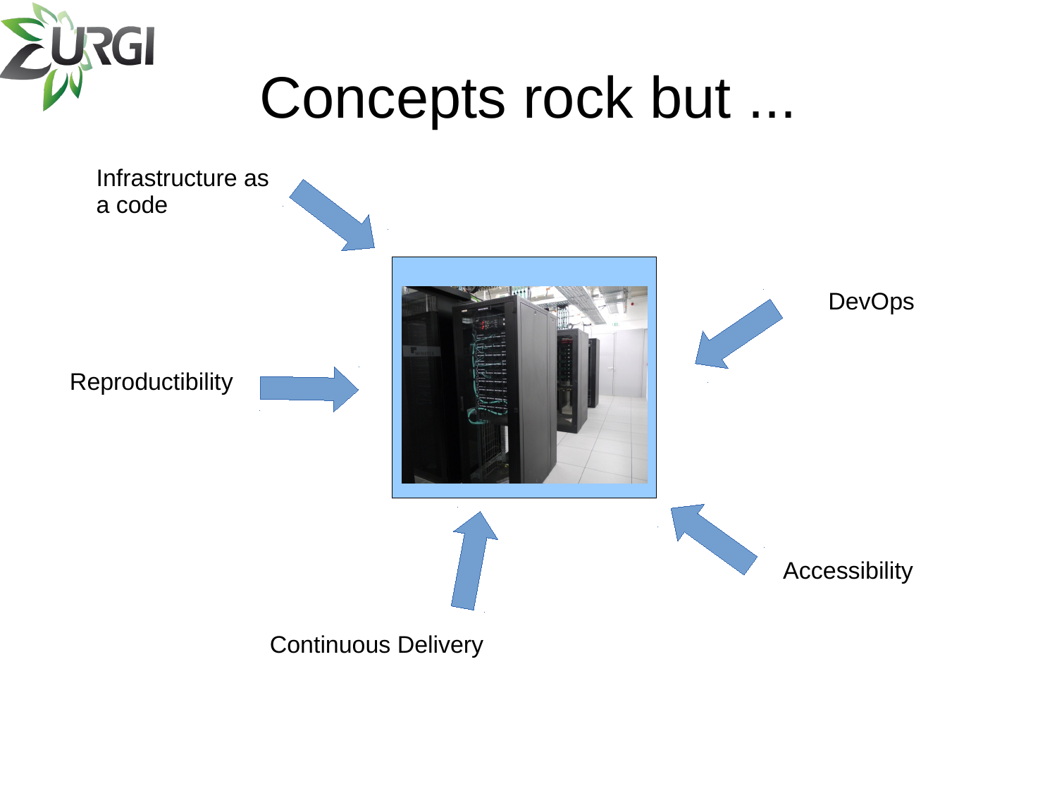# Concepts rock but ...

- Infrastructure as a code
- DevOps
- Reproductibility
- Continuous Delivery
- Accessibility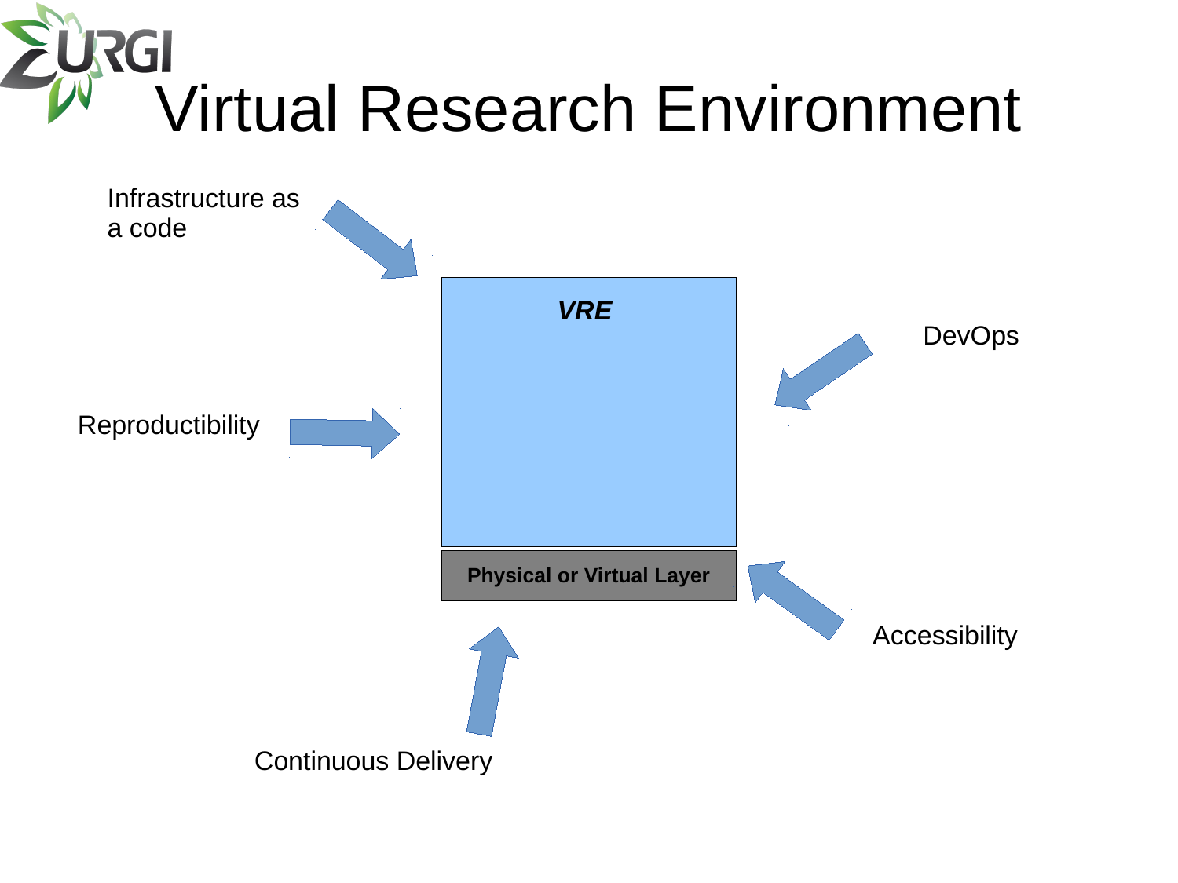# Virtual Research Environment

Infrastructure as a code

DevOps

Reproductibility

***VRE***

**Physical or Virtual Layer**

Accessibility

Continuous Delivery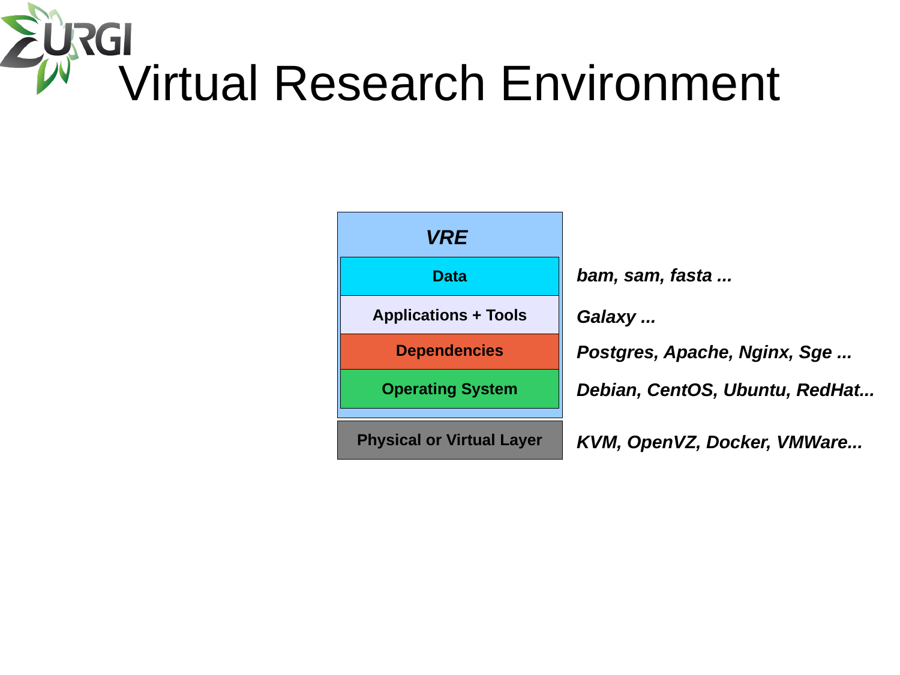# Virtual Research Environment

| VRE | |
|---|---|
| **Data** | ***bam, sam, fasta ...*** |
| **Applications + Tools** | ***Galaxy ...*** |
| **Dependencies** | ***Postgres, Apache, Nginx, Sge ...*** |
| **Operating System** | ***Debian, CentOS, Ubuntu, RedHat...*** |
| **Physical or Virtual Layer** | ***KVM, OpenVZ, Docker, VMWare...*** |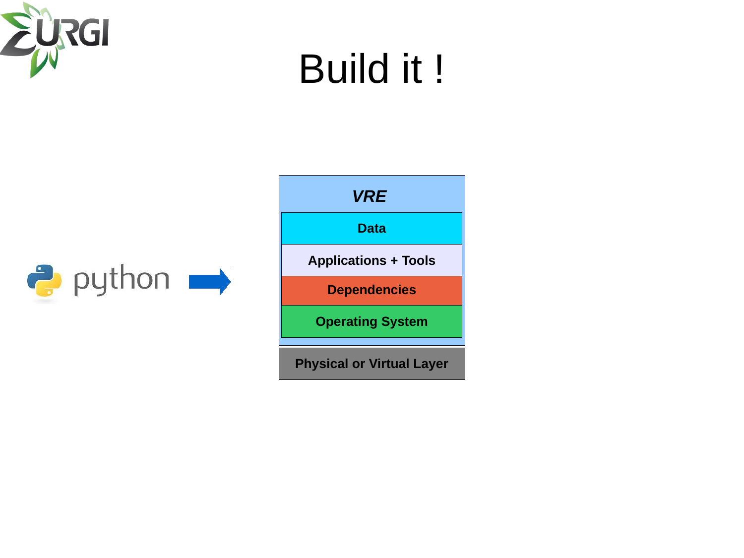# Build it !

python →

| *VRE* |
| --- |
| Data |
| Applications + Tools |
| Dependencies |
| Operating System |

Physical or Virtual Layer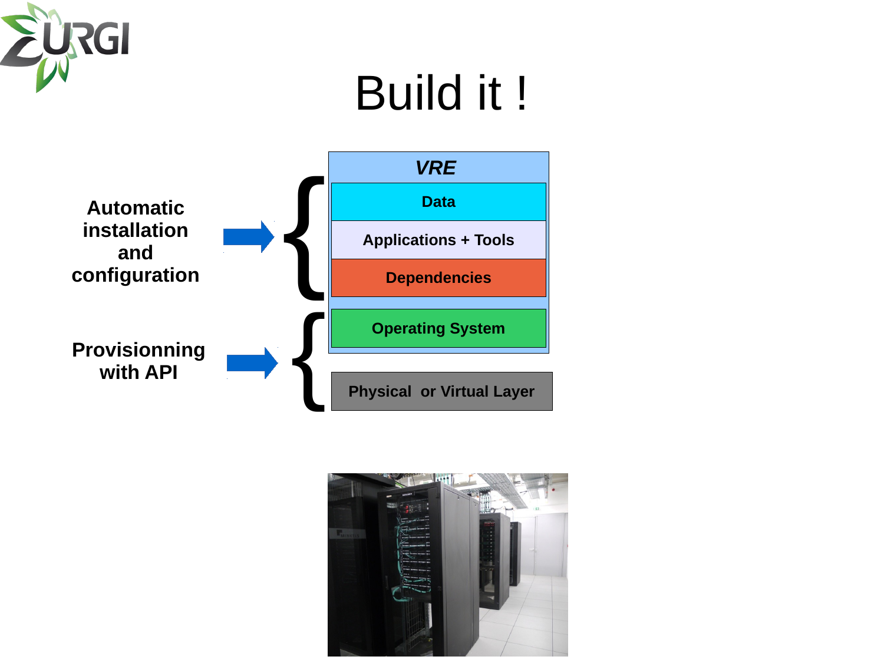# Build it !

**Automatic installation and configuration** → 

***VRE***

- **Data**
- **Applications + Tools**
- **Dependencies**
- **Operating System**

**Provisionning with API** → 

- **Physical or Virtual Layer**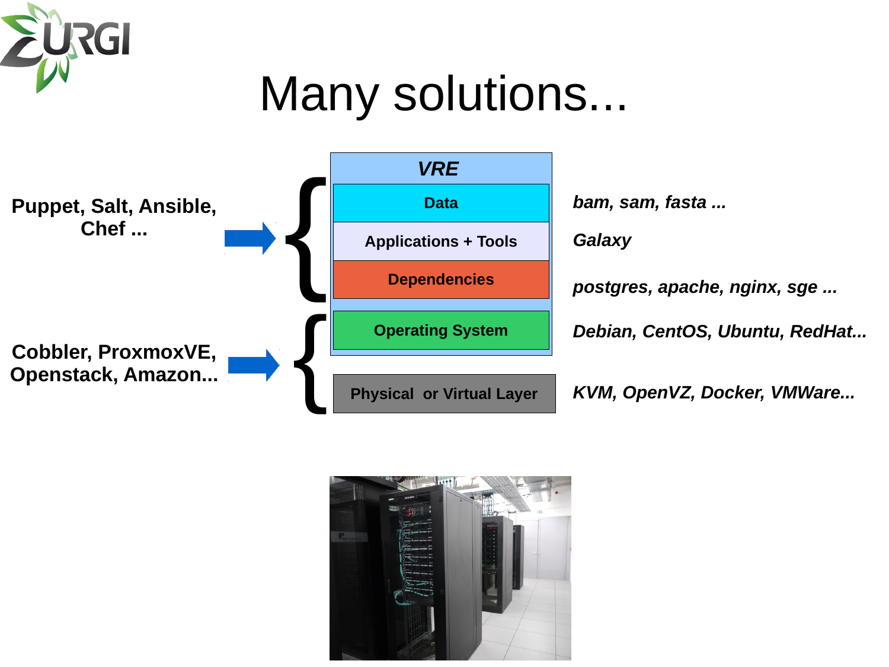# Many solutions...

| Tools | Layer | Examples |
| --- | --- | --- |
| Puppet, Salt, Ansible, Chef ... | ***VRE*** | |
| | Data | *bam, sam, fasta ...* |
| | Applications + Tools | *Galaxy* |
| | Dependencies | *postgres, apache, nginx, sge ...* |
| Cobbler, ProxmoxVE, Openstack, Amazon... | Operating System | *Debian, CentOS, Ubuntu, RedHat...* |
| | Physical or Virtual Layer | *KVM, OpenVZ, Docker, VMWare...* |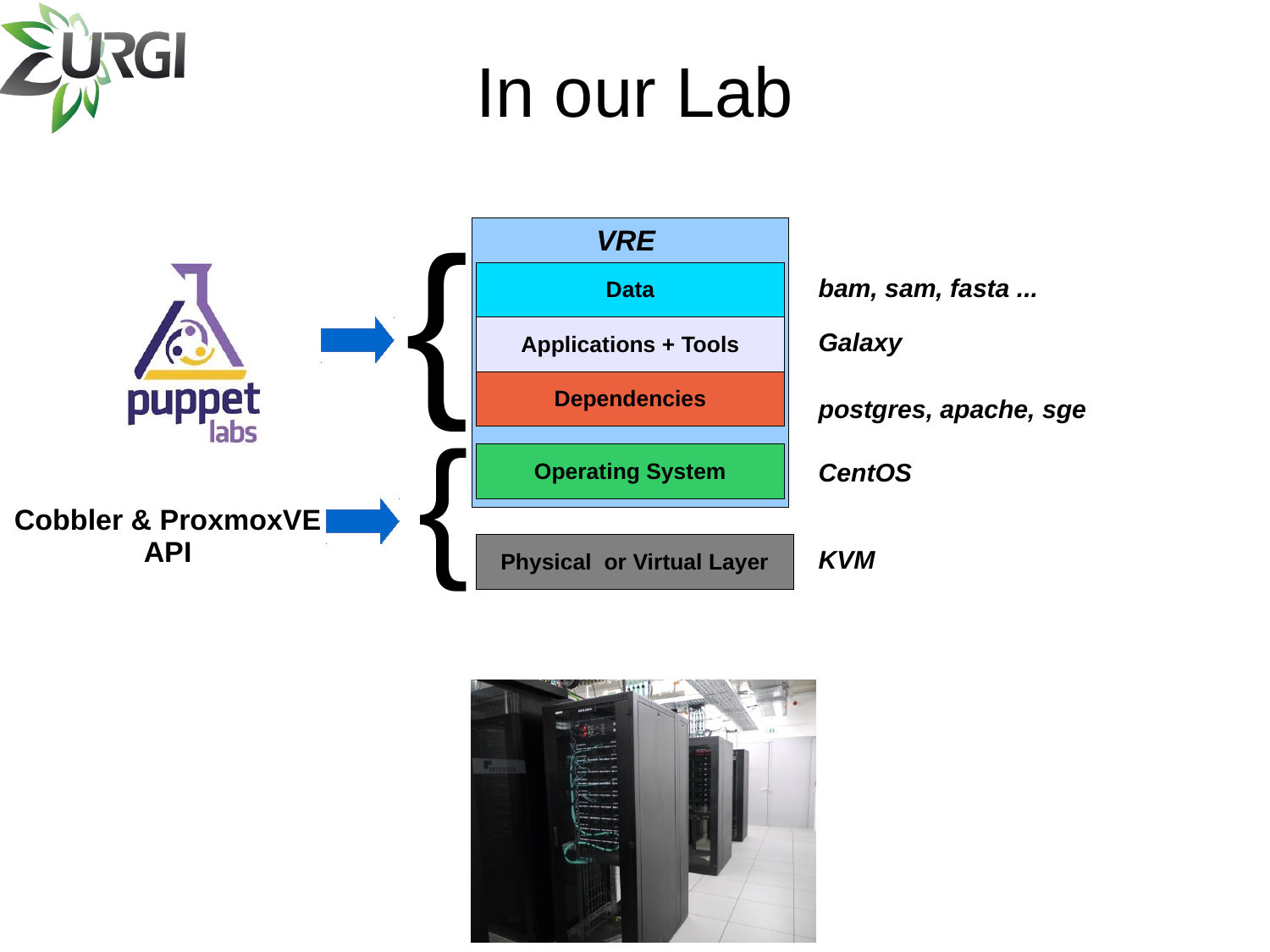# In our Lab

Cobbler & ProxmoxVE API

| Layer | Example |
| --- | --- |
| ***VRE*** | |
| Data | *bam, sam, fasta ...* |
| Applications + Tools | *Galaxy* |
| Dependencies | *postgres, apache, sge* |
| Operating System | *CentOS* |
| Physical or Virtual Layer | *KVM* |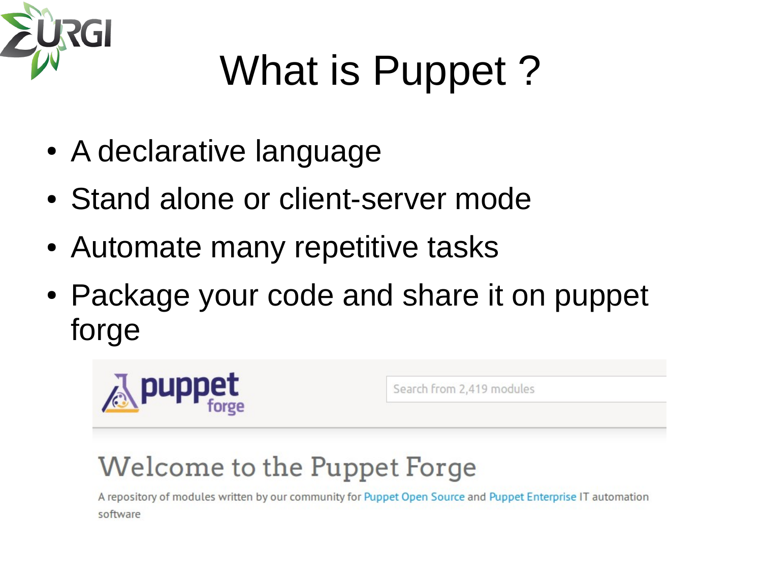# What is Puppet ?

- A declarative language
- Stand alone or client-server mode
- Automate many repetitive tasks
- Package your code and share it on puppet forge

puppet forge

Search from 2,419 modules

Welcome to the Puppet Forge

A repository of modules written by our community for Puppet Open Source and Puppet Enterprise IT automation software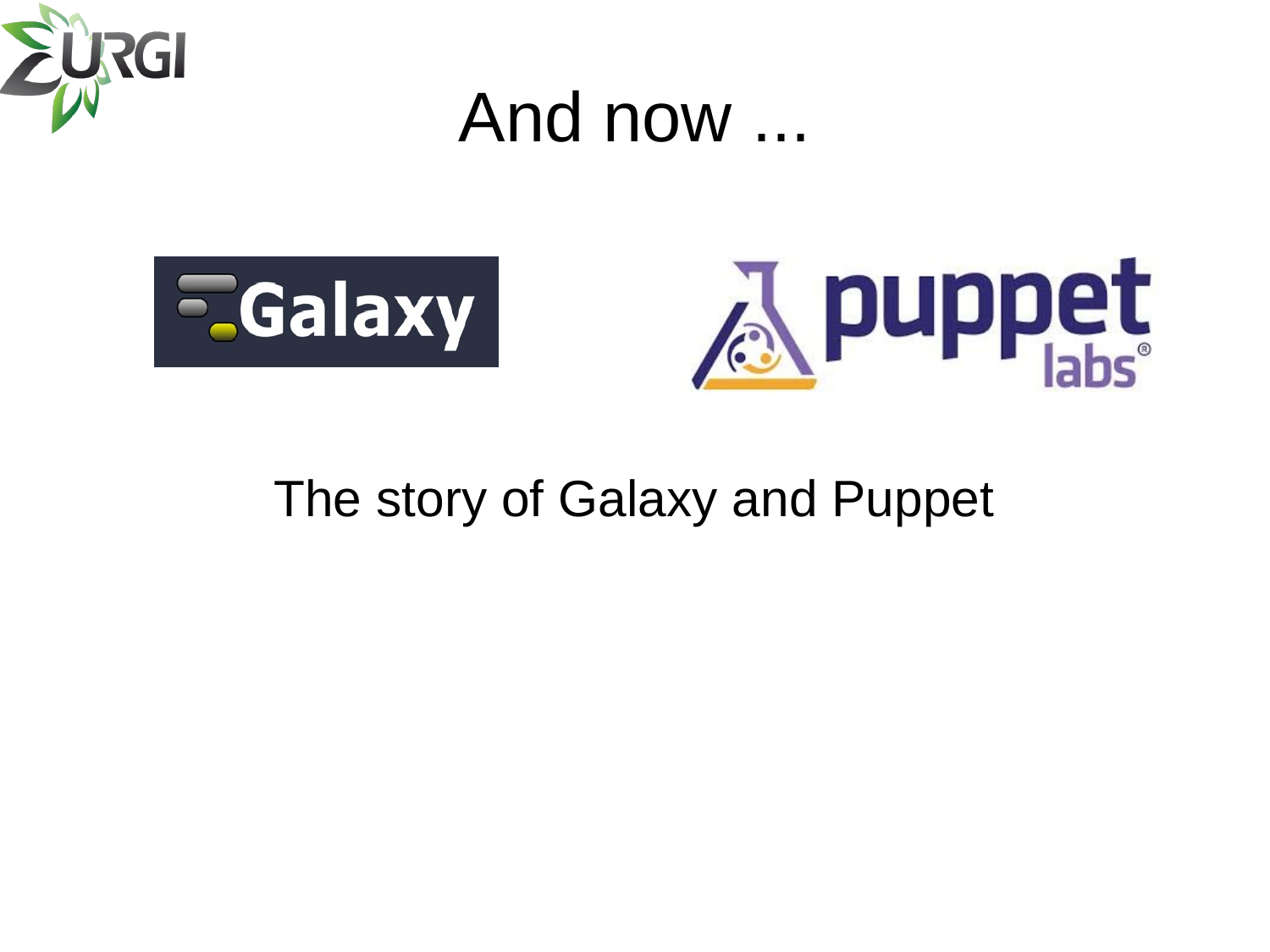# And now ...

The story of Galaxy and Puppet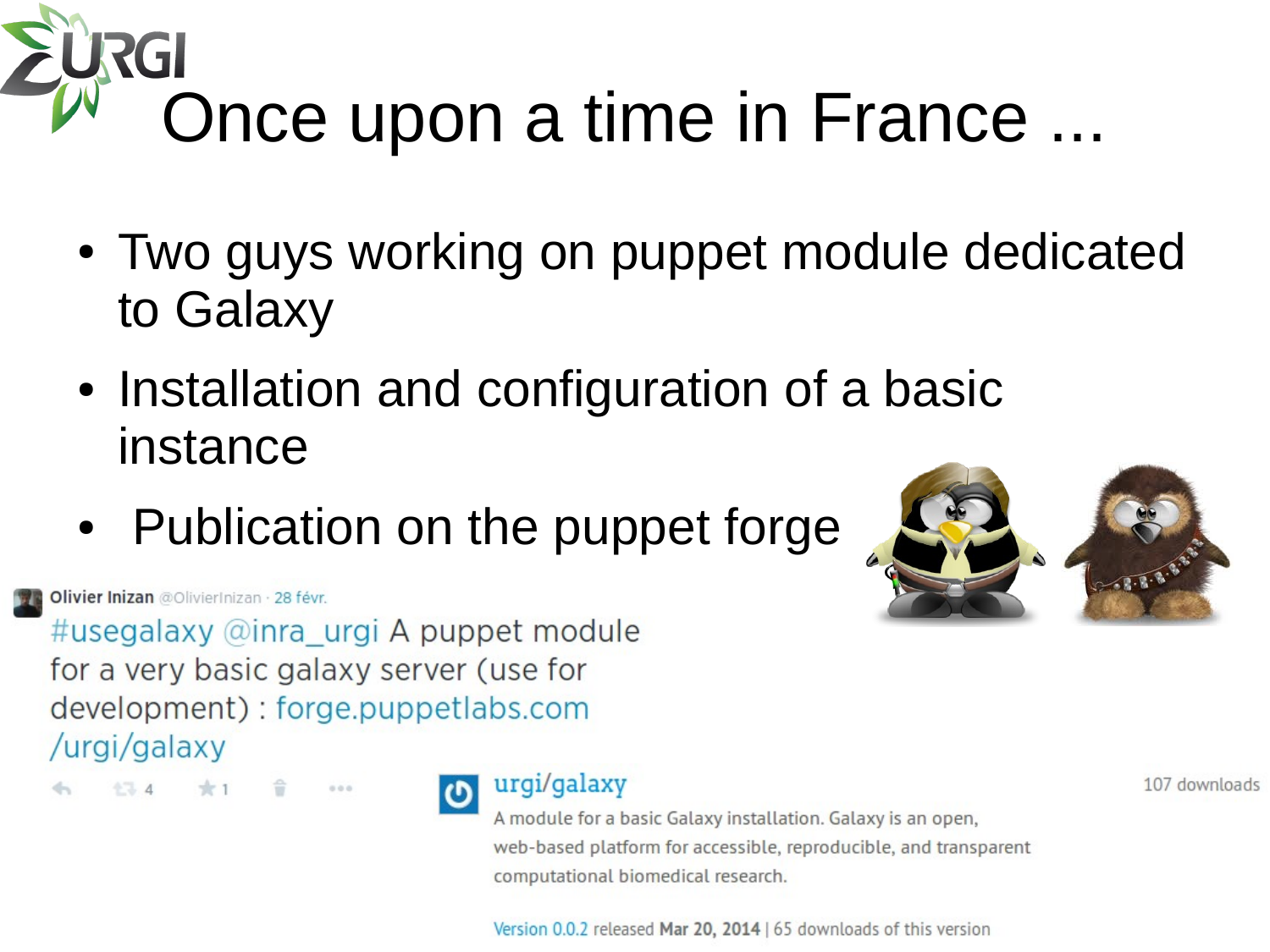# Once upon a time in France ...

- Two guys working on puppet module dedicated to Galaxy
- Installation and configuration of a basic instance
- Publication on the puppet forge

Olivier Inizan @OlivierInizan · 28 févr.

#usegalaxy @inra_urgi A puppet module for a very basic galaxy server (use for development) : forge.puppetlabs.com/urgi/galaxy

4 1

**urgi/galaxy**

107 downloads

A module for a basic Galaxy installation. Galaxy is an open, web-based platform for accessible, reproducible, and transparent computational biomedical research.

Version 0.0.2 released **Mar 20, 2014** | 65 downloads of this version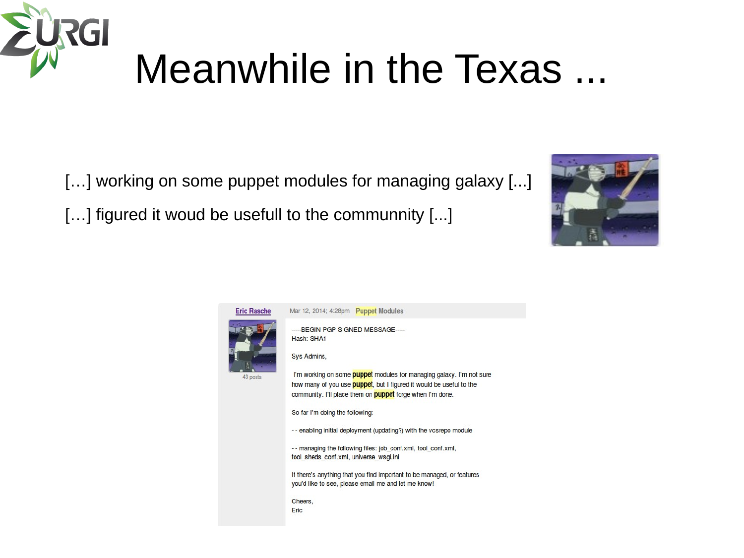# Meanwhile in the Texas ...

[…] working on some puppet modules for managing galaxy [...]

[…] figured it woud be usefull to the communnity [...]

**Eric Rasche** — 43 posts

Mar 12, 2014; 4:28pm **Puppet Modules**

-----BEGIN PGP SIGNED MESSAGE-----
Hash: SHA1

Sys Admins,

I'm working on some puppet modules for managing galaxy. I'm not sure how many of you use puppet, but I figured it would be useful to the community. I'll place them on puppet forge when I'm done.

So far I'm doing the following:

-- enabling initial deployment (updating?) with the vcsrepo module

-- managing the following files: job_conf.xml, tool_conf.xml, tool_sheds_conf.xml, universe_wsgi.ini

If there's anything that you find important to be managed, or features you'd like to see, please email me and let me know!

Cheers,
Eric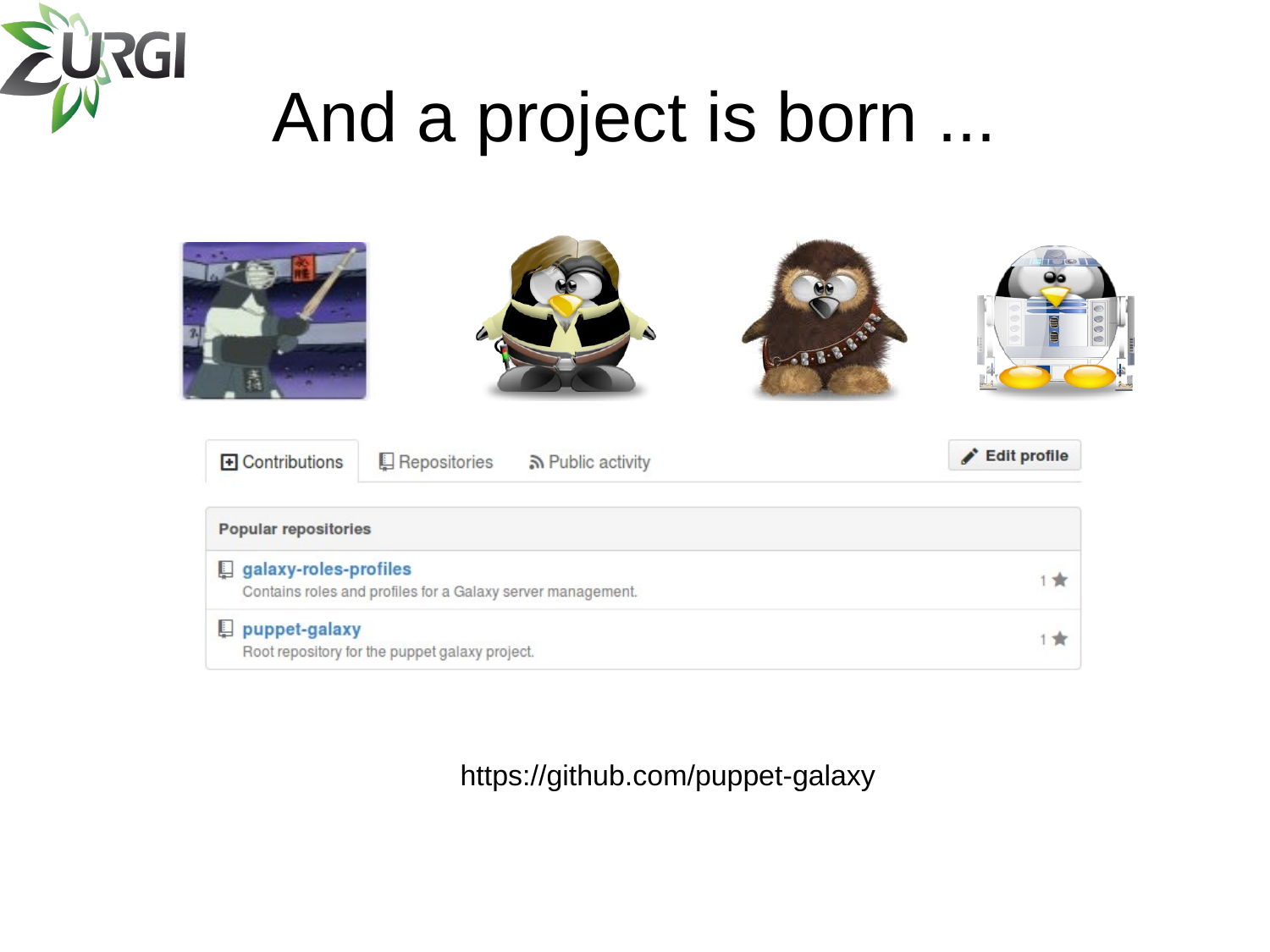# And a project is born ...

Contributions | Repositories | Public activity | Edit profile

**Popular repositories**

- **galaxy-roles-profiles** — Contains roles and profiles for a Galaxy server management. (1 ★)
- **puppet-galaxy** — Root repository for the puppet galaxy project. (1 ★)

https://github.com/puppet-galaxy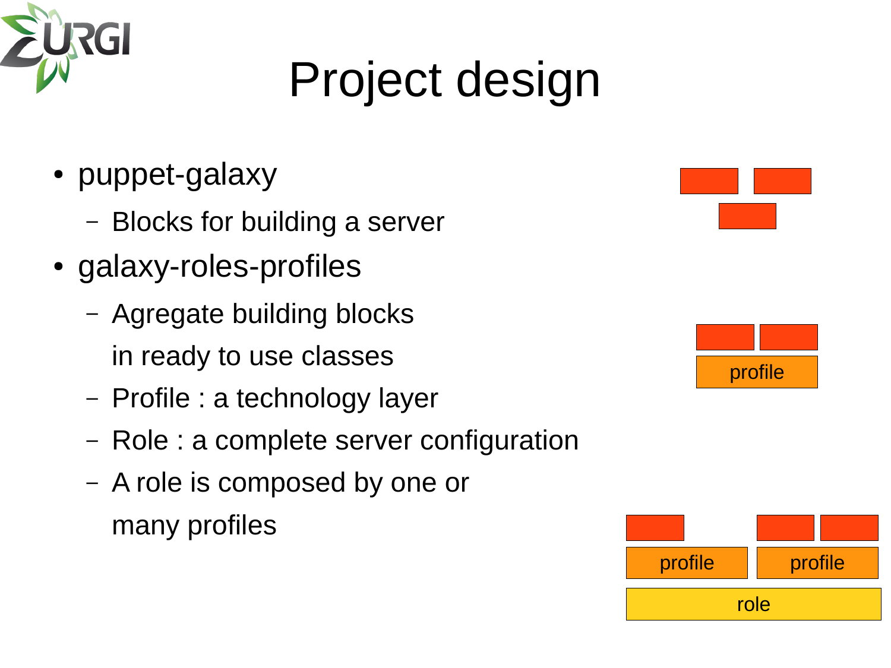# Project design

- puppet-galaxy
  - Blocks for building a server
- galaxy-roles-profiles
  - Agregate building blocks in ready to use classes
  - Profile : a technology layer
  - Role : a complete server configuration
  - A role is composed by one or many profiles

profile

profile profile

role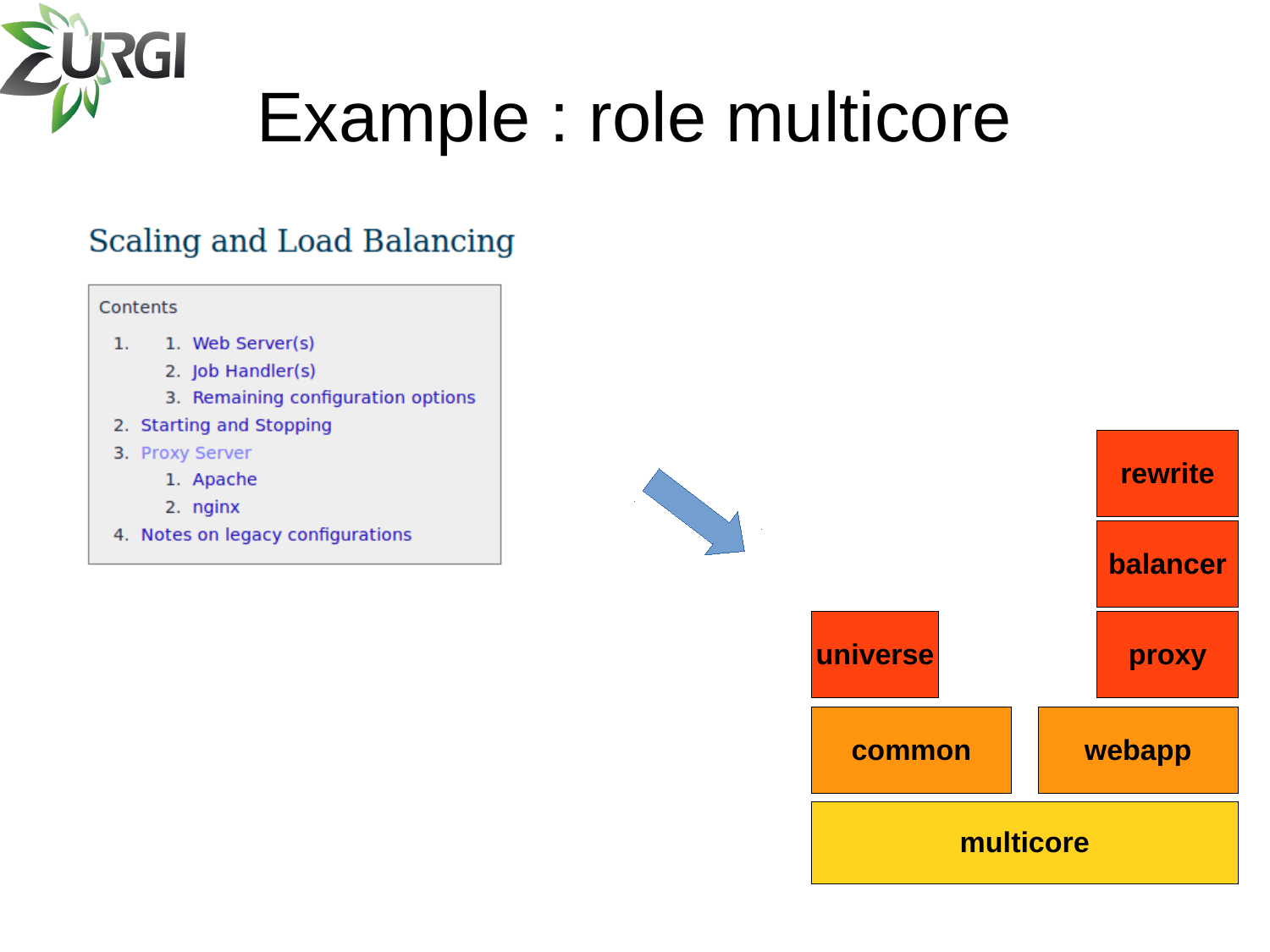# Example : role multicore

## Scaling and Load Balancing

Contents

1.
   1. Web Server(s)
   2. Job Handler(s)
   3. Remaining configuration options
2. Starting and Stopping
3. Proxy Server
   1. Apache
   2. nginx
4. Notes on legacy configurations

rewrite

balancer

universe

proxy

common

webapp

multicore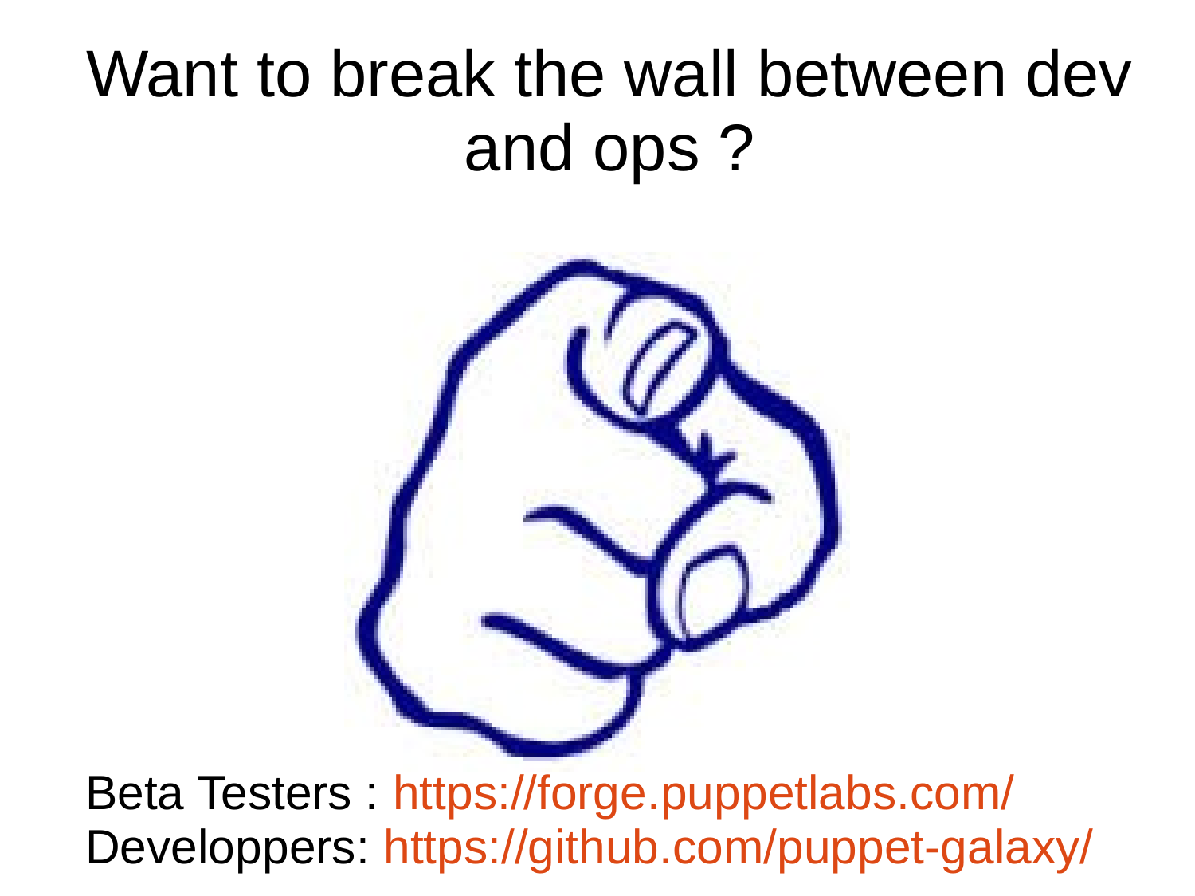# Want to break the wall between dev and ops ?

Beta Testers : https://forge.puppetlabs.com/
Developpers: https://github.com/puppet-galaxy/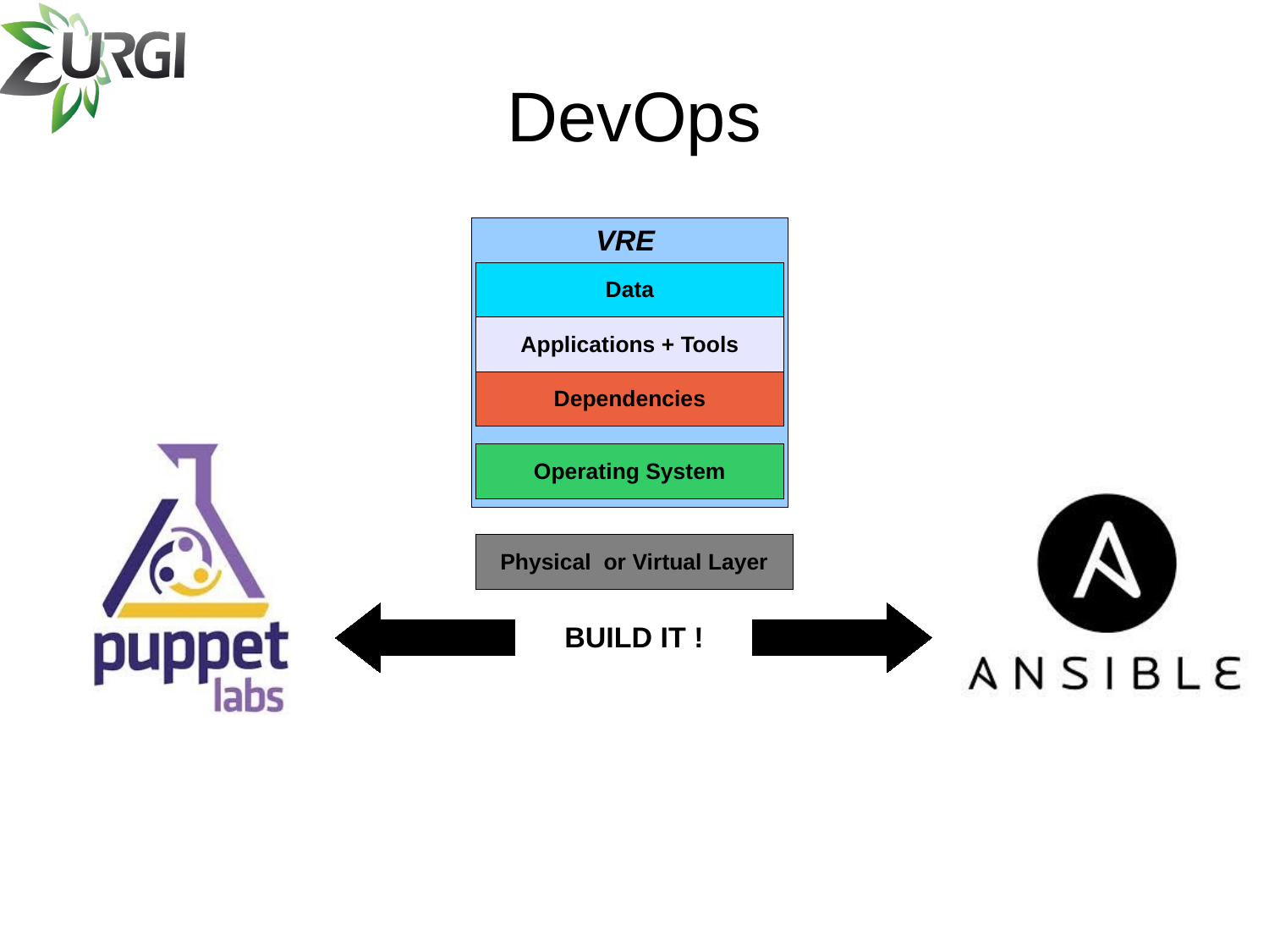# DevOps

***VRE***

**Data**

**Applications + Tools**

**Dependencies**

**Operating System**

**Physical or Virtual Layer**

**BUILD IT !**

puppet labs

ANSIBLE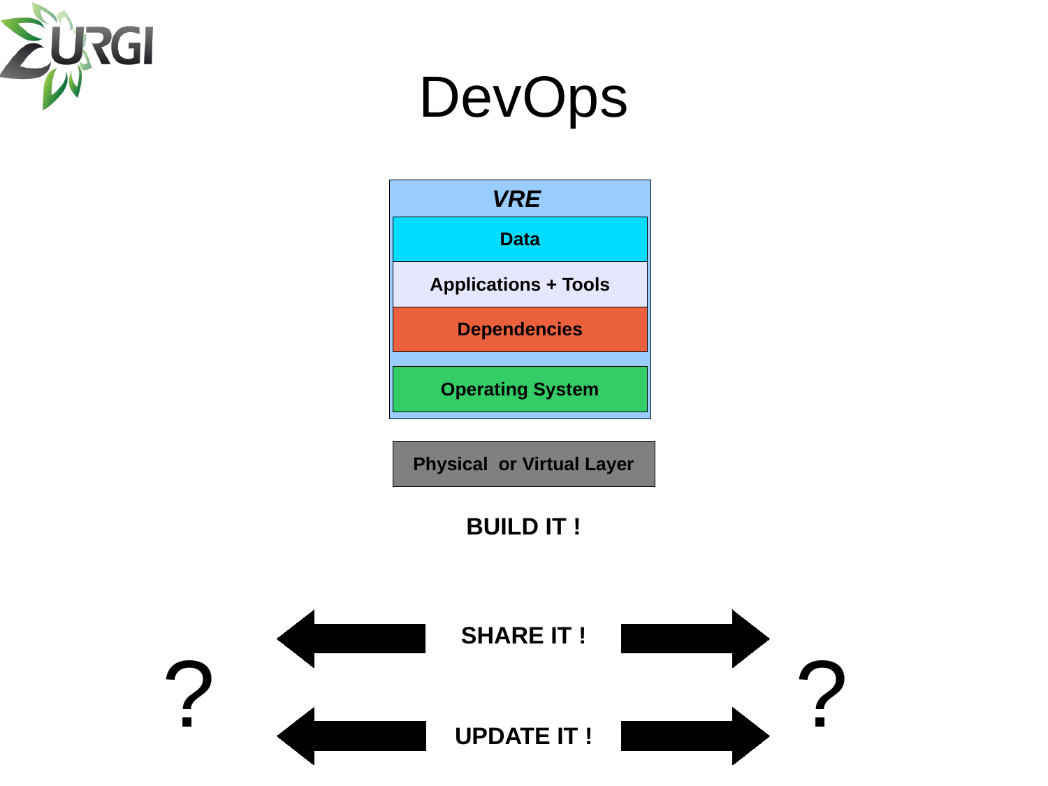# DevOps

**_VRE_**

**Data**

**Applications + Tools**

**Dependencies**

**Operating System**

**Physical or Virtual Layer**

**BUILD IT !**

? ← **SHARE IT !** → ?

← **UPDATE IT !** →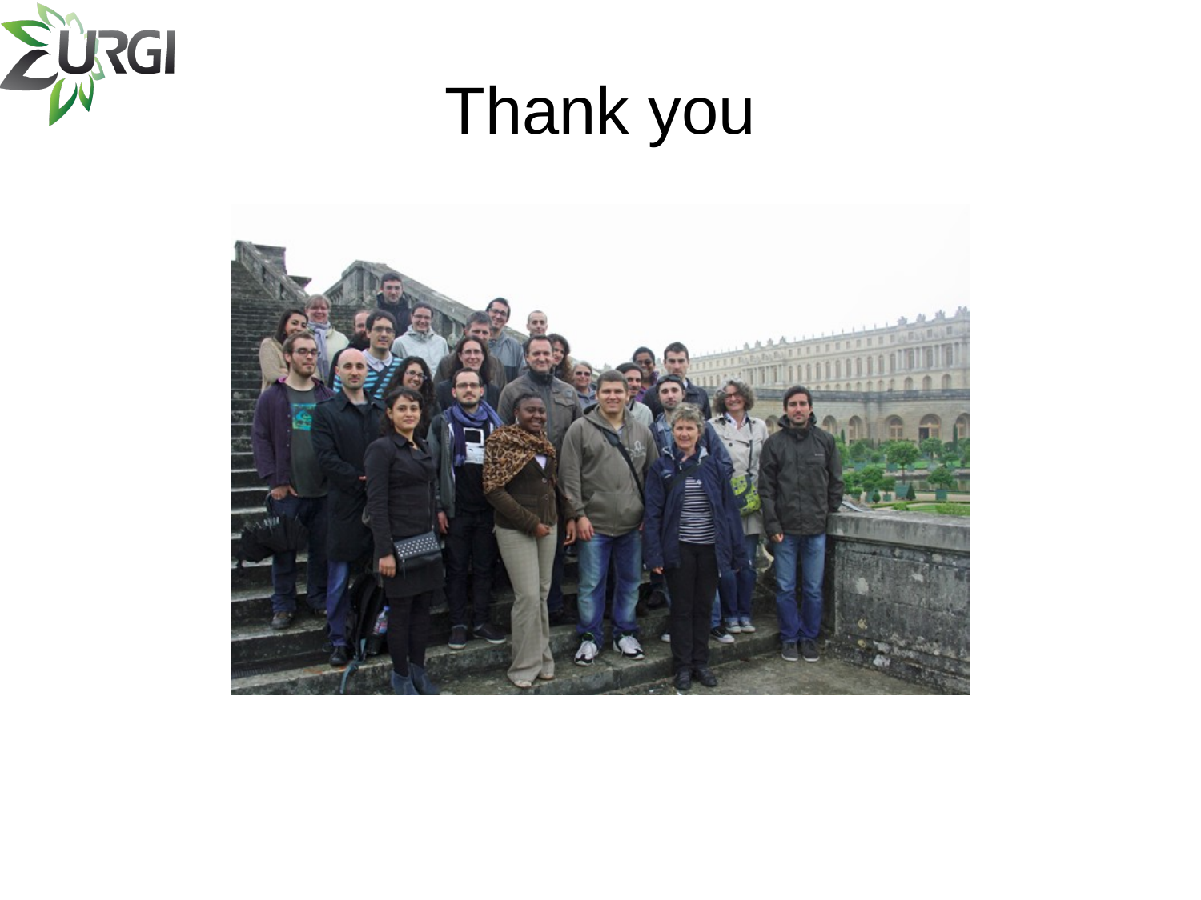# Thank you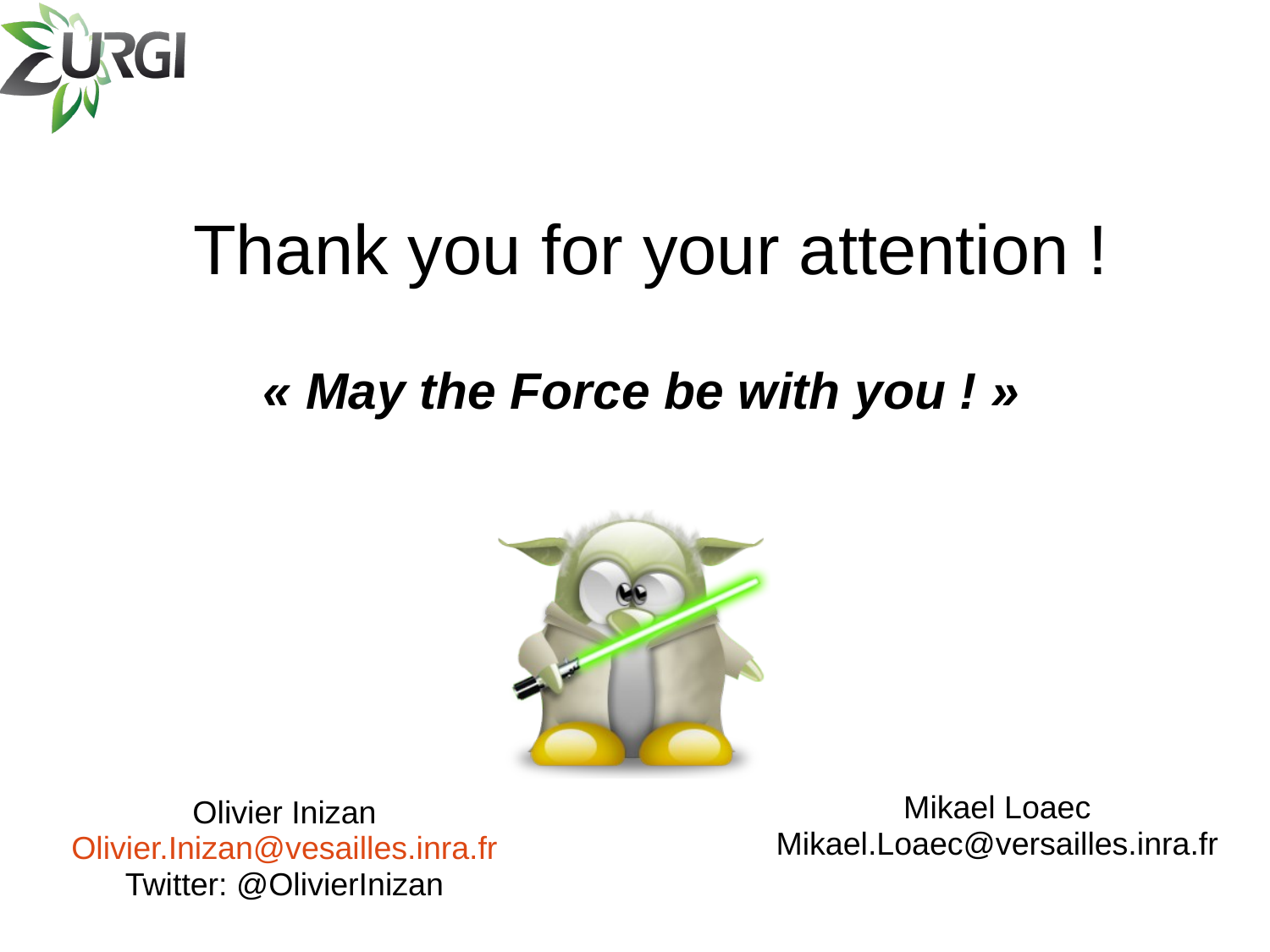# Thank you for your attention !

***« May the Force be with you ! »***

Olivier Inizan
Olivier.Inizan@vesailles.inra.fr
Twitter: @OlivierInizan

Mikael Loaec
Mikael.Loaec@versailles.inra.fr